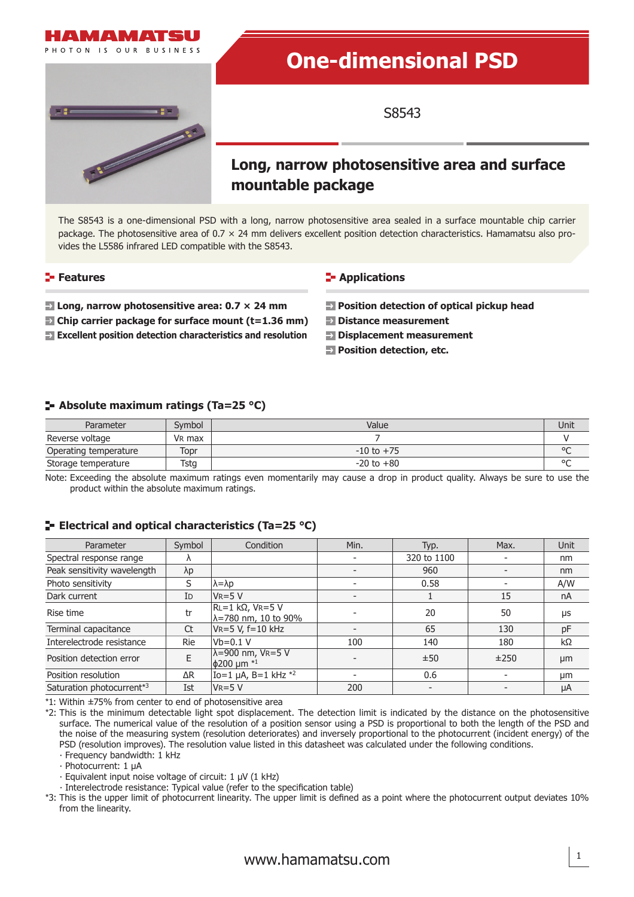# One-dimensional PSD

S8543

## Long, narrow photosensitive area and surface mountable package

The S8543 is a one-dimensional PSD with a long, narrow photosensitive area sealed in a surface mountable chip carrier package. The photosensitive area of 0.7 × 24 mm delivers excellent position detection characteristics. Hamamatsu also provides the L5586 infrared LED compatible with the S8543.

### Features

- **Long, narrow photosensitive area: 0.7 × 24 mm**
- **Chip carrier package for surface mount (t=1.36 mm)**
- **Excellent position detection characteristics and resolution**

### Applications

- **Position detection of optical pickup head**
- **Distance measurement**
- **Displacement measurement**
- **Position detection, etc.**

### Absolute maximum ratings (Ta=25 °C)

| Parameter | Symbol | Value | Unit |
|---|---|---|---|
| Reverse voltage | $V_R$ max | 7 | V |
| Operating temperature | Topr | -10 to +75 | °C |
| Storage temperature | Tstg | -20 to +80 | °C |

Note: Exceeding the absolute maximum ratings even momentarily may cause a drop in product quality. Always be sure to use the product within the absolute maximum ratings.

### Electrical and optical characteristics (Ta=25 °C)

| Parameter | Symbol | Condition | Min. | Typ. | Max. | Unit |
|---|---|---|---|---|---|---|
| Spectral response range | λ | | - | 320 to 1100 | - | nm |
| Peak sensitivity wavelength | λp | | - | 960 | - | nm |
| Photo sensitivity | S | λ=λp | - | 0.58 | - | A/W |
| Dark current | $I_D$ | $V_R$=5 V | - | 1 | 15 | nA |
| Rise time | tr | $R_L$=1 kΩ, $V_R$=5 V λ=780 nm, 10 to 90% | - | 20 | 50 | μs |
| Terminal capacitance | Ct | $V_R$=5 V, f=10 kHz | - | 65 | 130 | pF |
| Interelectrode resistance | Rie | Vb=0.1 V | 100 | 140 | 180 | kΩ |
| Position detection error | E | λ=900 nm, $V_R$=5 V ϕ200 μm *1 | - | ±50 | ±250 | μm |
| Position resolution | ΔR | $I_O$=1 μA, B=1 kHz *2 | - | 0.6 | - | μm |
| Saturation photocurrent*3 | Ist | $V_R$=5 V | 200 | - | - | μA |

*1: Within ±75% from center to end of photosensitive area

*2: This is the minimum detectable light spot displacement. The detection limit is indicated by the distance on the photosensitive surface. The numerical value of the resolution of a position sensor using a PSD is proportional to both the length of the PSD and the noise of the measuring system (resolution deteriorates) and inversely proportional to the photocurrent (incident energy) of the PSD (resolution improves). The resolution value listed in this datasheet was calculated under the following conditions.
- Frequency bandwidth: 1 kHz
- Photocurrent: 1 μA
- Equivalent input noise voltage of circuit: 1 μV (1 kHz)
- Interelectrode resistance: Typical value (refer to the specification table)

*3: This is the upper limit of photocurrent linearity. The upper limit is defined as a point where the photocurrent output deviates 10% from the linearity.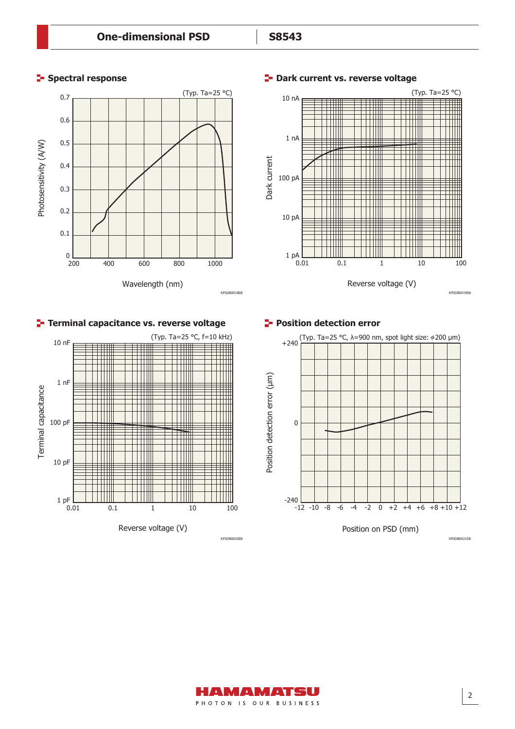## Spectral response

(Typ. Ta=25 °C)

Photosensitivity (A/W)

Wavelength (nm)

KPSDB0018EB

## Dark current vs. reverse voltage

(Typ. Ta=25 °C)

Dark current

Reverse voltage (V)

KPSDB0019EB

## Terminal capacitance vs. reverse voltage

(Typ. Ta=25 °C, f=10 kHz)

Terminal capacitance

Reverse voltage (V)

KPSDB0020EB

## Position detection error

(Typ. Ta=25 °C, λ=900 nm, spot light size: ϕ200 μm)

Position detection error (μm)

Position on PSD (mm)

KPSDB0021EB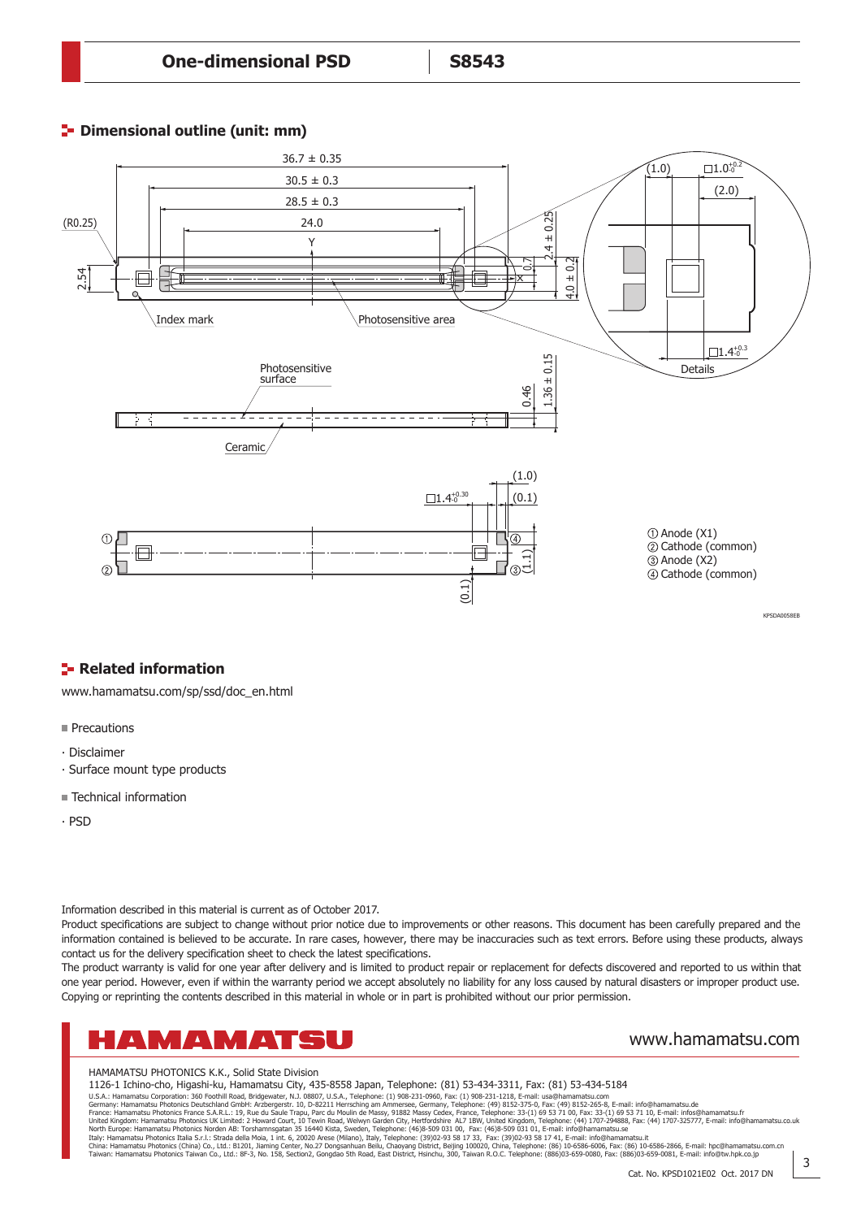## Dimensional outline (unit: mm)

36.7 ± 0.35
30.5 ± 0.3
28.5 ± 0.3
24.0
(R0.25)
Y
2.54
X
0.7
2.4 ± 0.25
4.0 ± 0.2
Index mark
Photosensitive area
(1.0)
□1.0$^{+0.2}_{-0}$
(2.0)
□1.4$^{+0.3}_{-0}$
Details
Photosensitive surface
0.46
1.36 ± 0.15
Ceramic
(1.0)
□1.4$^{+0.30}_{-0}$
(0.1)
(1.1)
(0.1)

① Anode (X1)
② Cathode (common)
③ Anode (X2)
④ Cathode (common)

KPSDA0058EB

## Related information

www.hamamatsu.com/sp/ssd/doc_en.html

- Precautions
  - · Disclaimer
  - · Surface mount type products
- Technical information
  - · PSD

Information described in this material is current as of October 2017.

Product specifications are subject to change without prior notice due to improvements or other reasons. This document has been carefully prepared and the information contained is believed to be accurate. In rare cases, however, there may be inaccuracies such as text errors. Before using these products, always contact us for the delivery specification sheet to check the latest specifications.

The product warranty is valid for one year after delivery and is limited to product repair or replacement for defects discovered and reported to us within that one year period. However, even if within the warranty period we accept absolutely no liability for any loss caused by natural disasters or improper product use. Copying or reprinting the contents described in this material in whole or in part is prohibited without our prior permission.

**HAMAMATSU**

www.hamamatsu.com

HAMAMATSU PHOTONICS K.K., Solid State Division
1126-1 Ichino-cho, Higashi-ku, Hamamatsu City, 435-8558 Japan, Telephone: (81) 53-434-3311, Fax: (81) 53-434-5184
U.S.A.: Hamamatsu Corporation: 360 Foothill Road, Bridgewater, N.J. 08807, U.S.A., Telephone: (1) 908-231-0960, Fax: (1) 908-231-1218, E-mail: usa@hamamatsu.com
Germany: Hamamatsu Photonics Deutschland GmbH: Arzbergerstr. 10, D-82211 Herrsching am Ammersee, Germany, Telephone: (49) 8152-375-0, Fax: (49) 8152-265-8, E-mail: info@hamamatsu.de
France: Hamamatsu Photonics France S.A.R.L.: 19, Rue du Saule Trapu, Parc du Moulin de Massy, 91882 Massy Cedex, France, Telephone: 33-(1) 69 53 71 00, Fax: 33-(1) 69 53 71 10, E-mail: infos@hamamatsu.fr
United Kingdom: Hamamatsu Photonics UK Limited: 2 Howard Court, 10 Tewin Road, Welwyn Garden City, Hertfordshire AL7 1BW, United Kingdom, Telephone: (44) 1707-294888, Fax: (44) 1707-325777, E-mail: info@hamamatsu.co.uk
North Europe: Hamamatsu Photonics Norden AB: Torshamnsgatan 35 16440 Kista, Sweden, Telephone: (46)8-509 031 00, Fax: (46)8-509 031 01, E-mail: info@hamamatsu.se
Italy: Hamamatsu Photonics Italia S.r.l.: Strada della Moia, 1 int. 6, 20020 Arese (Milano), Italy, Telephone: (39)02-93 58 17 33, Fax: (39)02-93 58 17 41, E-mail: info@hamamatsu.it
China: Hamamatsu Photonics (China) Co., Ltd.: B1201, Jiaming Center, No.27 Dongsanhuan Beilu, Chaoyang District, Beijing 100020, China, Telephone: (86) 10-6586-6006, Fax: (86) 10-6586-2866, E-mail: hpc@hamamatsu.com.cn
Taiwan: Hamamatsu Photonics Taiwan Co., Ltd.: 8F-3, No. 158, Section2, Gongdao 5th Road, East District, Hsinchu, 300, Taiwan R.O.C. Telephone: (886)03-659-0080, Fax: (886)03-659-0081, E-mail: info@tw.hpk.co.jp

Cat. No. KPSD1021E02 Oct. 2017 DN